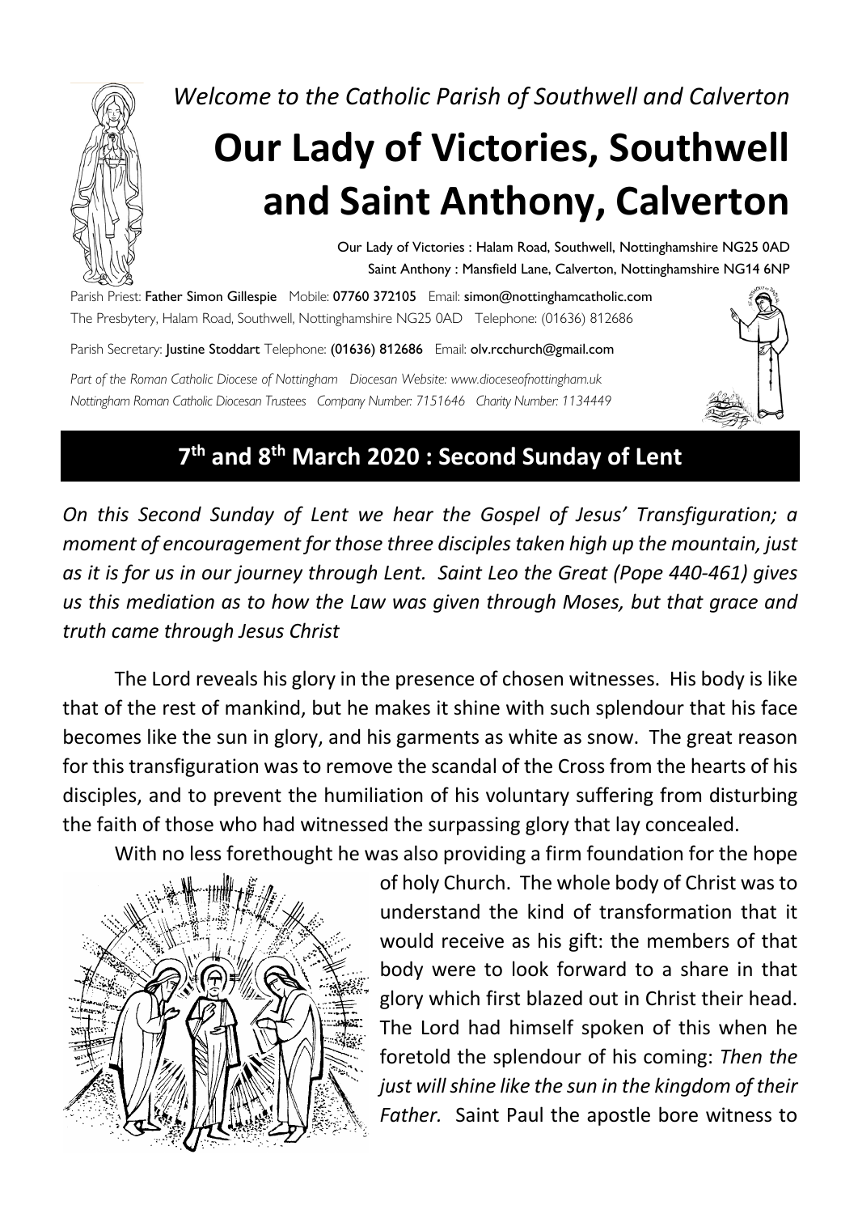*Welcome to the Catholic Parish of Southwell and Calverton*

# Our Lady of Victories, Southwell and Saint Anthony, Calverton

Our Lady of Victories : Halam Road, Southwell, Nottinghamshire NG25 0AD
Saint Anthony : Mansfield Lane, Calverton, Nottinghamshire NG14 6NP

Parish Priest: **Father Simon Gillespie** Mobile: **07760 372105** Email: **simon@nottinghamcatholic.com**
The Presbytery, Halam Road, Southwell, Nottinghamshire NG25 0AD Telephone: (01636) 812686

Parish Secretary: **Justine Stoddart** Telephone: **(01636) 812686** Email: **olv.rcchurch@gmail.com**

*Part of the Roman Catholic Diocese of Nottingham Diocesan Website: www.dioceseofnottingham.uk*
*Nottingham Roman Catholic Diocesan Trustees Company Number: 7151646 Charity Number: 1134449*

## 7th and 8th March 2020 : Second Sunday of Lent

*On this Second Sunday of Lent we hear the Gospel of Jesus' Transfiguration; a moment of encouragement for those three disciples taken high up the mountain, just as it is for us in our journey through Lent. Saint Leo the Great (Pope 440-461) gives us this mediation as to how the Law was given through Moses, but that grace and truth came through Jesus Christ*

The Lord reveals his glory in the presence of chosen witnesses. His body is like that of the rest of mankind, but he makes it shine with such splendour that his face becomes like the sun in glory, and his garments as white as snow. The great reason for this transfiguration was to remove the scandal of the Cross from the hearts of his disciples, and to prevent the humiliation of his voluntary suffering from disturbing the faith of those who had witnessed the surpassing glory that lay concealed.

With no less forethought he was also providing a firm foundation for the hope of holy Church. The whole body of Christ was to understand the kind of transformation that it would receive as his gift: the members of that body were to look forward to a share in that glory which first blazed out in Christ their head. The Lord had himself spoken of this when he foretold the splendour of his coming: *Then the just will shine like the sun in the kingdom of their Father.* Saint Paul the apostle bore witness to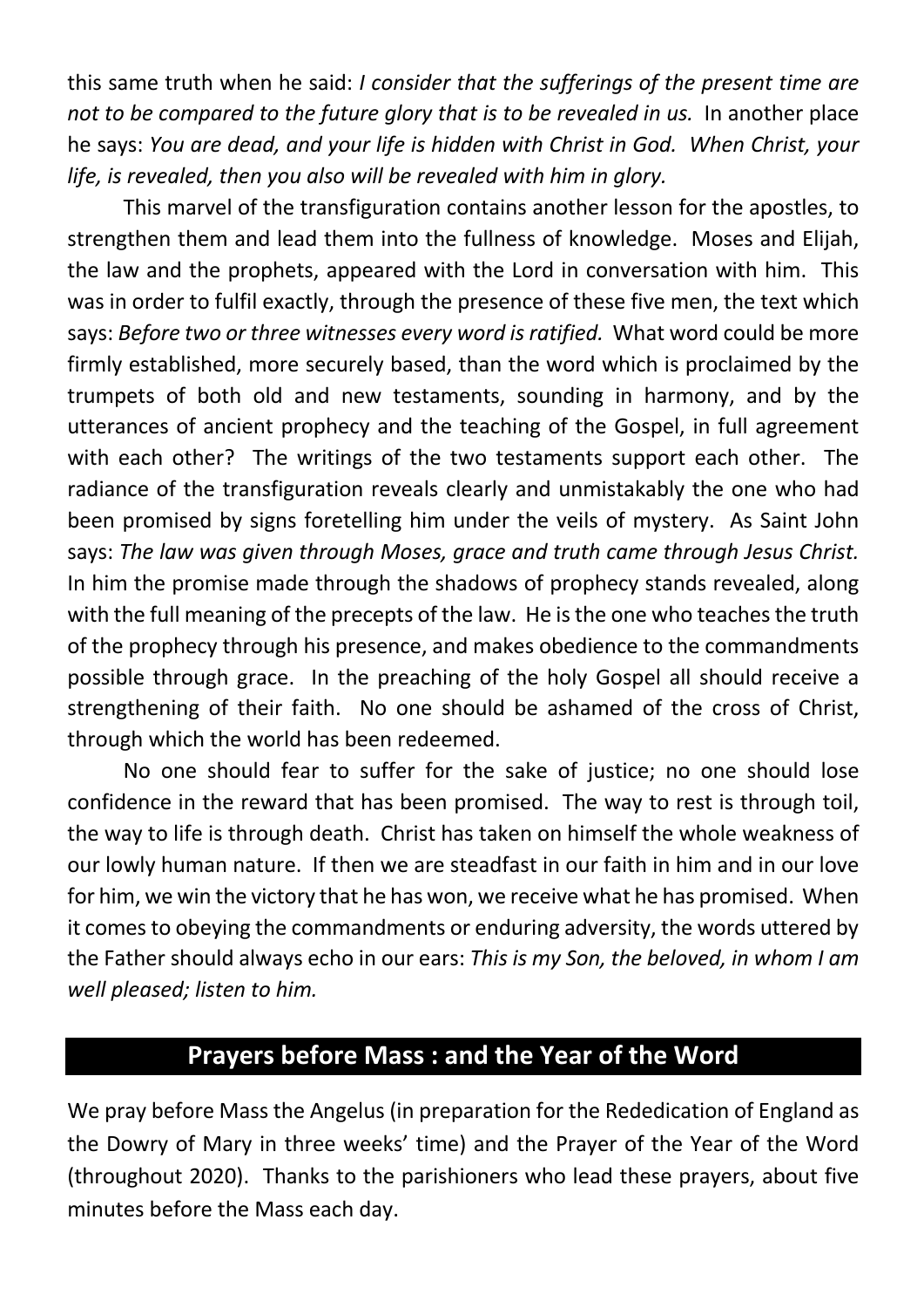this same truth when he said: *I consider that the sufferings of the present time are not to be compared to the future glory that is to be revealed in us.* In another place he says: *You are dead, and your life is hidden with Christ in God. When Christ, your life, is revealed, then you also will be revealed with him in glory.*

This marvel of the transfiguration contains another lesson for the apostles, to strengthen them and lead them into the fullness of knowledge. Moses and Elijah, the law and the prophets, appeared with the Lord in conversation with him. This was in order to fulfil exactly, through the presence of these five men, the text which says: *Before two or three witnesses every word is ratified.* What word could be more firmly established, more securely based, than the word which is proclaimed by the trumpets of both old and new testaments, sounding in harmony, and by the utterances of ancient prophecy and the teaching of the Gospel, in full agreement with each other? The writings of the two testaments support each other. The radiance of the transfiguration reveals clearly and unmistakably the one who had been promised by signs foretelling him under the veils of mystery. As Saint John says: *The law was given through Moses, grace and truth came through Jesus Christ.* In him the promise made through the shadows of prophecy stands revealed, along with the full meaning of the precepts of the law. He is the one who teaches the truth of the prophecy through his presence, and makes obedience to the commandments possible through grace. In the preaching of the holy Gospel all should receive a strengthening of their faith. No one should be ashamed of the cross of Christ, through which the world has been redeemed.

No one should fear to suffer for the sake of justice; no one should lose confidence in the reward that has been promised. The way to rest is through toil, the way to life is through death. Christ has taken on himself the whole weakness of our lowly human nature. If then we are steadfast in our faith in him and in our love for him, we win the victory that he has won, we receive what he has promised. When it comes to obeying the commandments or enduring adversity, the words uttered by the Father should always echo in our ears: *This is my Son, the beloved, in whom I am well pleased; listen to him.*

## Prayers before Mass : and the Year of the Word

We pray before Mass the Angelus (in preparation for the Rededication of England as the Dowry of Mary in three weeks' time) and the Prayer of the Year of the Word (throughout 2020). Thanks to the parishioners who lead these prayers, about five minutes before the Mass each day.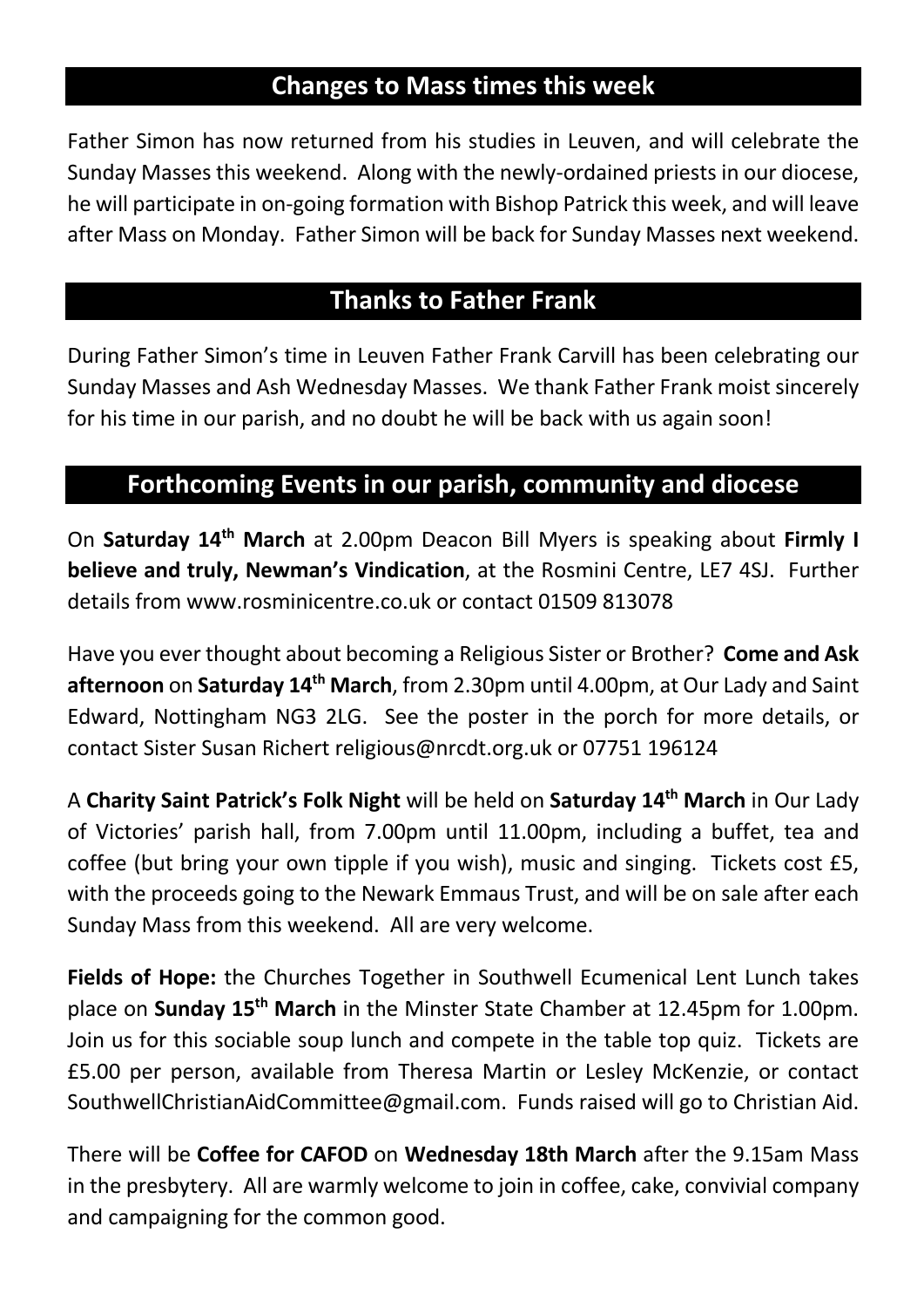## Changes to Mass times this week

Father Simon has now returned from his studies in Leuven, and will celebrate the Sunday Masses this weekend. Along with the newly-ordained priests in our diocese, he will participate in on-going formation with Bishop Patrick this week, and will leave after Mass on Monday. Father Simon will be back for Sunday Masses next weekend.

## Thanks to Father Frank

During Father Simon's time in Leuven Father Frank Carvill has been celebrating our Sunday Masses and Ash Wednesday Masses. We thank Father Frank moist sincerely for his time in our parish, and no doubt he will be back with us again soon!

## Forthcoming Events in our parish, community and diocese

On **Saturday 14th March** at 2.00pm Deacon Bill Myers is speaking about **Firmly I believe and truly, Newman's Vindication**, at the Rosmini Centre, LE7 4SJ. Further details from www.rosminicentre.co.uk or contact 01509 813078

Have you ever thought about becoming a Religious Sister or Brother? **Come and Ask afternoon** on **Saturday 14th March**, from 2.30pm until 4.00pm, at Our Lady and Saint Edward, Nottingham NG3 2LG. See the poster in the porch for more details, or contact Sister Susan Richert religious@nrcdt.org.uk or 07751 196124

A **Charity Saint Patrick's Folk Night** will be held on **Saturday 14th March** in Our Lady of Victories' parish hall, from 7.00pm until 11.00pm, including a buffet, tea and coffee (but bring your own tipple if you wish), music and singing. Tickets cost £5, with the proceeds going to the Newark Emmaus Trust, and will be on sale after each Sunday Mass from this weekend. All are very welcome.

**Fields of Hope:** the Churches Together in Southwell Ecumenical Lent Lunch takes place on **Sunday 15th March** in the Minster State Chamber at 12.45pm for 1.00pm. Join us for this sociable soup lunch and compete in the table top quiz. Tickets are £5.00 per person, available from Theresa Martin or Lesley McKenzie, or contact SouthwellChristianAidCommittee@gmail.com. Funds raised will go to Christian Aid.

There will be **Coffee for CAFOD** on **Wednesday 18th March** after the 9.15am Mass in the presbytery. All are warmly welcome to join in coffee, cake, convivial company and campaigning for the common good.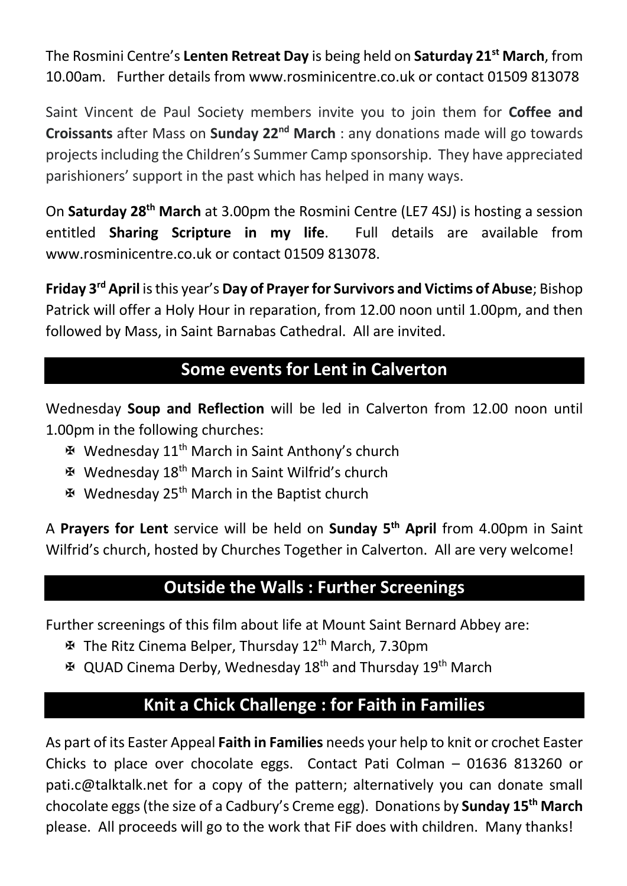The Rosmini Centre's **Lenten Retreat Day** is being held on **Saturday 21st March**, from 10.00am. Further details from www.rosminicentre.co.uk or contact 01509 813078

Saint Vincent de Paul Society members invite you to join them for **Coffee and Croissants** after Mass on **Sunday 22nd March** : any donations made will go towards projects including the Children's Summer Camp sponsorship. They have appreciated parishioners' support in the past which has helped in many ways.

On **Saturday 28th March** at 3.00pm the Rosmini Centre (LE7 4SJ) is hosting a session entitled **Sharing Scripture in my life**. Full details are available from www.rosminicentre.co.uk or contact 01509 813078.

**Friday 3rd April** is this year's **Day of Prayer for Survivors and Victims of Abuse**; Bishop Patrick will offer a Holy Hour in reparation, from 12.00 noon until 1.00pm, and then followed by Mass, in Saint Barnabas Cathedral. All are invited.

## Some events for Lent in Calverton

Wednesday **Soup and Reflection** will be led in Calverton from 12.00 noon until 1.00pm in the following churches:

- ✠ Wednesday 11th March in Saint Anthony's church
- ✠ Wednesday 18th March in Saint Wilfrid's church
- ✠ Wednesday 25th March in the Baptist church

A **Prayers for Lent** service will be held on **Sunday 5th April** from 4.00pm in Saint Wilfrid's church, hosted by Churches Together in Calverton. All are very welcome!

## Outside the Walls : Further Screenings

Further screenings of this film about life at Mount Saint Bernard Abbey are:

- ✠ The Ritz Cinema Belper, Thursday 12th March, 7.30pm
- ✠ QUAD Cinema Derby, Wednesday 18th and Thursday 19th March

## Knit a Chick Challenge : for Faith in Families

As part of its Easter Appeal **Faith in Families** needs your help to knit or crochet Easter Chicks to place over chocolate eggs. Contact Pati Colman – 01636 813260 or pati.c@talktalk.net for a copy of the pattern; alternatively you can donate small chocolate eggs (the size of a Cadbury's Creme egg). Donations by **Sunday 15th March** please. All proceeds will go to the work that FiF does with children. Many thanks!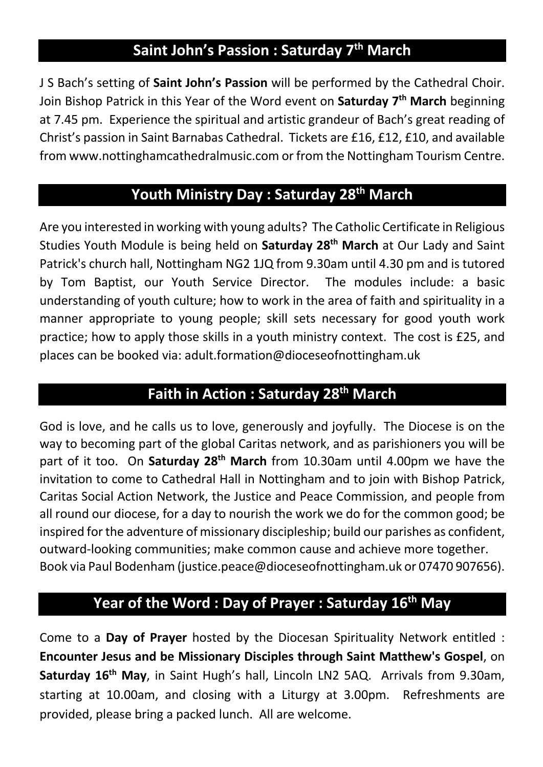## Saint John's Passion : Saturday 7th March

J S Bach's setting of **Saint John's Passion** will be performed by the Cathedral Choir. Join Bishop Patrick in this Year of the Word event on **Saturday 7th March** beginning at 7.45 pm. Experience the spiritual and artistic grandeur of Bach's great reading of Christ's passion in Saint Barnabas Cathedral. Tickets are £16, £12, £10, and available from www.nottinghamcathedralmusic.com or from the Nottingham Tourism Centre.

## Youth Ministry Day : Saturday 28th March

Are you interested in working with young adults? The Catholic Certificate in Religious Studies Youth Module is being held on **Saturday 28th March** at Our Lady and Saint Patrick's church hall, Nottingham NG2 1JQ from 9.30am until 4.30 pm and is tutored by Tom Baptist, our Youth Service Director. The modules include: a basic understanding of youth culture; how to work in the area of faith and spirituality in a manner appropriate to young people; skill sets necessary for good youth work practice; how to apply those skills in a youth ministry context. The cost is £25, and places can be booked via: adult.formation@dioceseofnottingham.uk

## Faith in Action : Saturday 28th March

God is love, and he calls us to love, generously and joyfully. The Diocese is on the way to becoming part of the global Caritas network, and as parishioners you will be part of it too. On **Saturday 28th March** from 10.30am until 4.00pm we have the invitation to come to Cathedral Hall in Nottingham and to join with Bishop Patrick, Caritas Social Action Network, the Justice and Peace Commission, and people from all round our diocese, for a day to nourish the work we do for the common good; be inspired for the adventure of missionary discipleship; build our parishes as confident, outward-looking communities; make common cause and achieve more together.
Book via Paul Bodenham (justice.peace@dioceseofnottingham.uk or 07470 907656).

## Year of the Word : Day of Prayer : Saturday 16th May

Come to a **Day of Prayer** hosted by the Diocesan Spirituality Network entitled : **Encounter Jesus and be Missionary Disciples through Saint Matthew's Gospel**, on **Saturday 16th May**, in Saint Hugh's hall, Lincoln LN2 5AQ. Arrivals from 9.30am, starting at 10.00am, and closing with a Liturgy at 3.00pm. Refreshments are provided, please bring a packed lunch. All are welcome.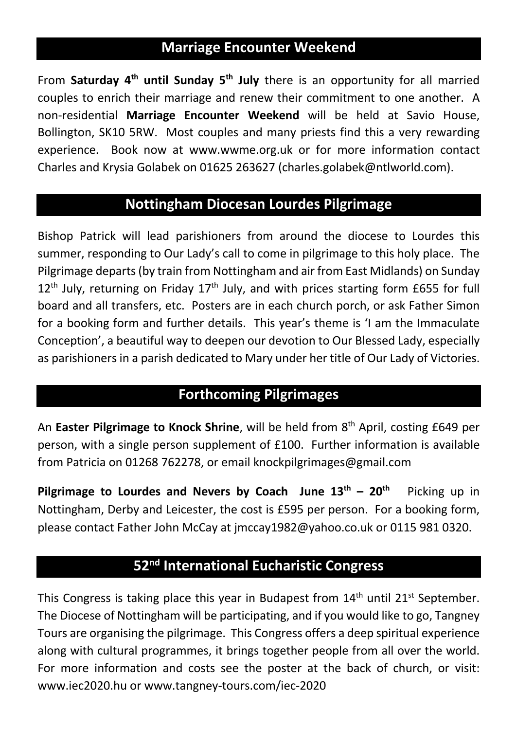## Marriage Encounter Weekend

From **Saturday 4th until Sunday 5th July** there is an opportunity for all married couples to enrich their marriage and renew their commitment to one another. A non-residential **Marriage Encounter Weekend** will be held at Savio House, Bollington, SK10 5RW. Most couples and many priests find this a very rewarding experience. Book now at www.wwme.org.uk or for more information contact Charles and Krysia Golabek on 01625 263627 (charles.golabek@ntlworld.com).

## Nottingham Diocesan Lourdes Pilgrimage

Bishop Patrick will lead parishioners from around the diocese to Lourdes this summer, responding to Our Lady's call to come in pilgrimage to this holy place. The Pilgrimage departs (by train from Nottingham and air from East Midlands) on Sunday 12th July, returning on Friday 17th July, and with prices starting form £655 for full board and all transfers, etc. Posters are in each church porch, or ask Father Simon for a booking form and further details. This year's theme is 'I am the Immaculate Conception', a beautiful way to deepen our devotion to Our Blessed Lady, especially as parishioners in a parish dedicated to Mary under her title of Our Lady of Victories.

## Forthcoming Pilgrimages

An **Easter Pilgrimage to Knock Shrine**, will be held from 8th April, costing £649 per person, with a single person supplement of £100. Further information is available from Patricia on 01268 762278, or email knockpilgrimages@gmail.com

**Pilgrimage to Lourdes and Nevers by Coach June 13th – 20th** Picking up in Nottingham, Derby and Leicester, the cost is £595 per person. For a booking form, please contact Father John McCay at jmccay1982@yahoo.co.uk or 0115 981 0320.

## 52nd International Eucharistic Congress

This Congress is taking place this year in Budapest from 14th until 21st September. The Diocese of Nottingham will be participating, and if you would like to go, Tangney Tours are organising the pilgrimage. This Congress offers a deep spiritual experience along with cultural programmes, it brings together people from all over the world. For more information and costs see the poster at the back of church, or visit: www.iec2020.hu or www.tangney-tours.com/iec-2020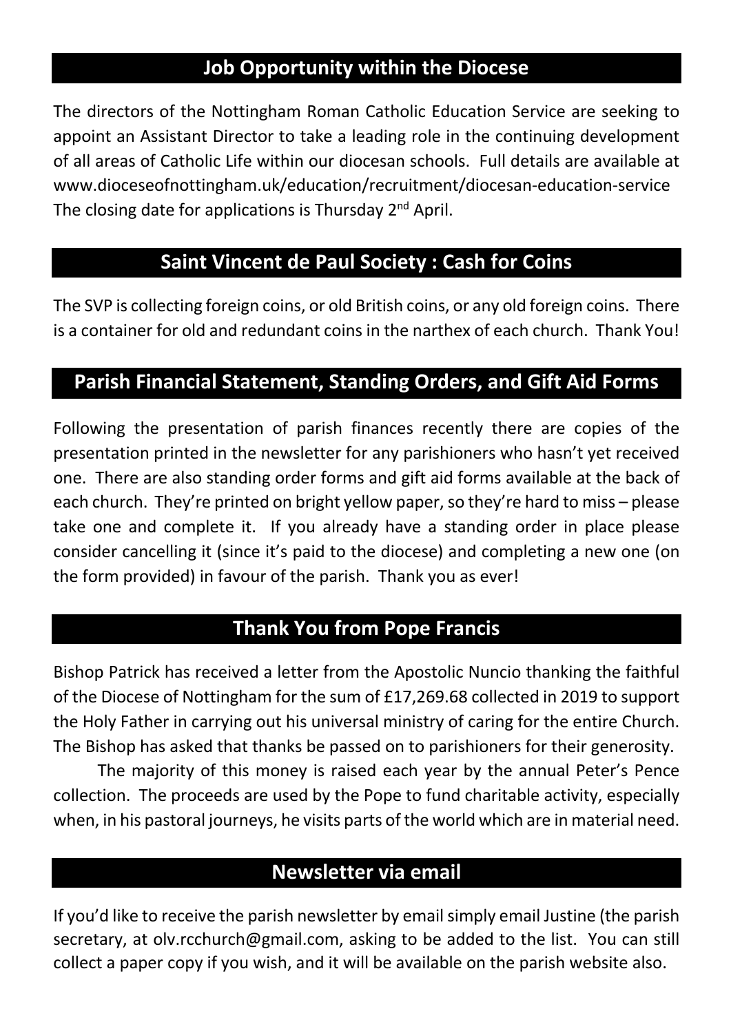## Job Opportunity within the Diocese

The directors of the Nottingham Roman Catholic Education Service are seeking to appoint an Assistant Director to take a leading role in the continuing development of all areas of Catholic Life within our diocesan schools. Full details are available at www.dioceseofnottingham.uk/education/recruitment/diocesan-education-service The closing date for applications is Thursday 2nd April.

## Saint Vincent de Paul Society : Cash for Coins

The SVP is collecting foreign coins, or old British coins, or any old foreign coins. There is a container for old and redundant coins in the narthex of each church. Thank You!

## Parish Financial Statement, Standing Orders, and Gift Aid Forms

Following the presentation of parish finances recently there are copies of the presentation printed in the newsletter for any parishioners who hasn't yet received one. There are also standing order forms and gift aid forms available at the back of each church. They're printed on bright yellow paper, so they're hard to miss – please take one and complete it. If you already have a standing order in place please consider cancelling it (since it's paid to the diocese) and completing a new one (on the form provided) in favour of the parish. Thank you as ever!

## Thank You from Pope Francis

Bishop Patrick has received a letter from the Apostolic Nuncio thanking the faithful of the Diocese of Nottingham for the sum of £17,269.68 collected in 2019 to support the Holy Father in carrying out his universal ministry of caring for the entire Church. The Bishop has asked that thanks be passed on to parishioners for their generosity.

The majority of this money is raised each year by the annual Peter's Pence collection. The proceeds are used by the Pope to fund charitable activity, especially when, in his pastoral journeys, he visits parts of the world which are in material need.

## Newsletter via email

If you'd like to receive the parish newsletter by email simply email Justine (the parish secretary, at olv.rcchurch@gmail.com, asking to be added to the list. You can still collect a paper copy if you wish, and it will be available on the parish website also.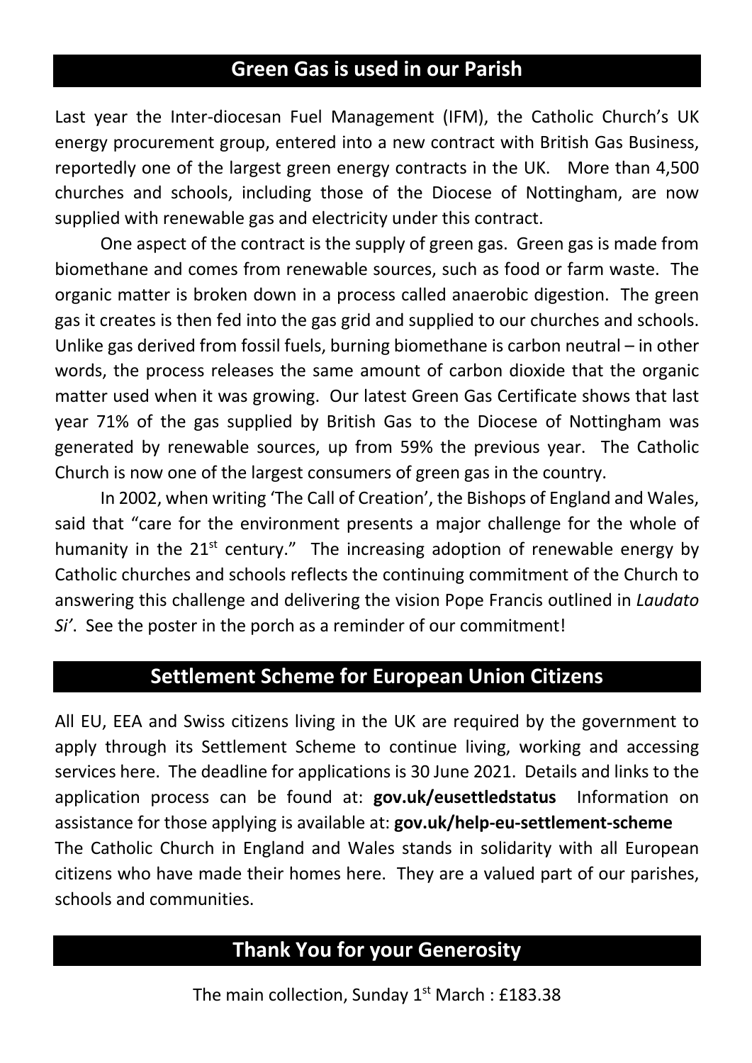## Green Gas is used in our Parish

Last year the Inter-diocesan Fuel Management (IFM), the Catholic Church's UK energy procurement group, entered into a new contract with British Gas Business, reportedly one of the largest green energy contracts in the UK. More than 4,500 churches and schools, including those of the Diocese of Nottingham, are now supplied with renewable gas and electricity under this contract.

One aspect of the contract is the supply of green gas. Green gas is made from biomethane and comes from renewable sources, such as food or farm waste. The organic matter is broken down in a process called anaerobic digestion. The green gas it creates is then fed into the gas grid and supplied to our churches and schools. Unlike gas derived from fossil fuels, burning biomethane is carbon neutral – in other words, the process releases the same amount of carbon dioxide that the organic matter used when it was growing. Our latest Green Gas Certificate shows that last year 71% of the gas supplied by British Gas to the Diocese of Nottingham was generated by renewable sources, up from 59% the previous year. The Catholic Church is now one of the largest consumers of green gas in the country.

In 2002, when writing 'The Call of Creation', the Bishops of England and Wales, said that "care for the environment presents a major challenge for the whole of humanity in the 21st century." The increasing adoption of renewable energy by Catholic churches and schools reflects the continuing commitment of the Church to answering this challenge and delivering the vision Pope Francis outlined in *Laudato Si'*. See the poster in the porch as a reminder of our commitment!

## Settlement Scheme for European Union Citizens

All EU, EEA and Swiss citizens living in the UK are required by the government to apply through its Settlement Scheme to continue living, working and accessing services here. The deadline for applications is 30 June 2021. Details and links to the application process can be found at: **gov.uk/eusettledstatus** Information on assistance for those applying is available at: **gov.uk/help-eu-settlement-scheme**
The Catholic Church in England and Wales stands in solidarity with all European citizens who have made their homes here. They are a valued part of our parishes, schools and communities.

## Thank You for your Generosity

The main collection, Sunday 1st March : £183.38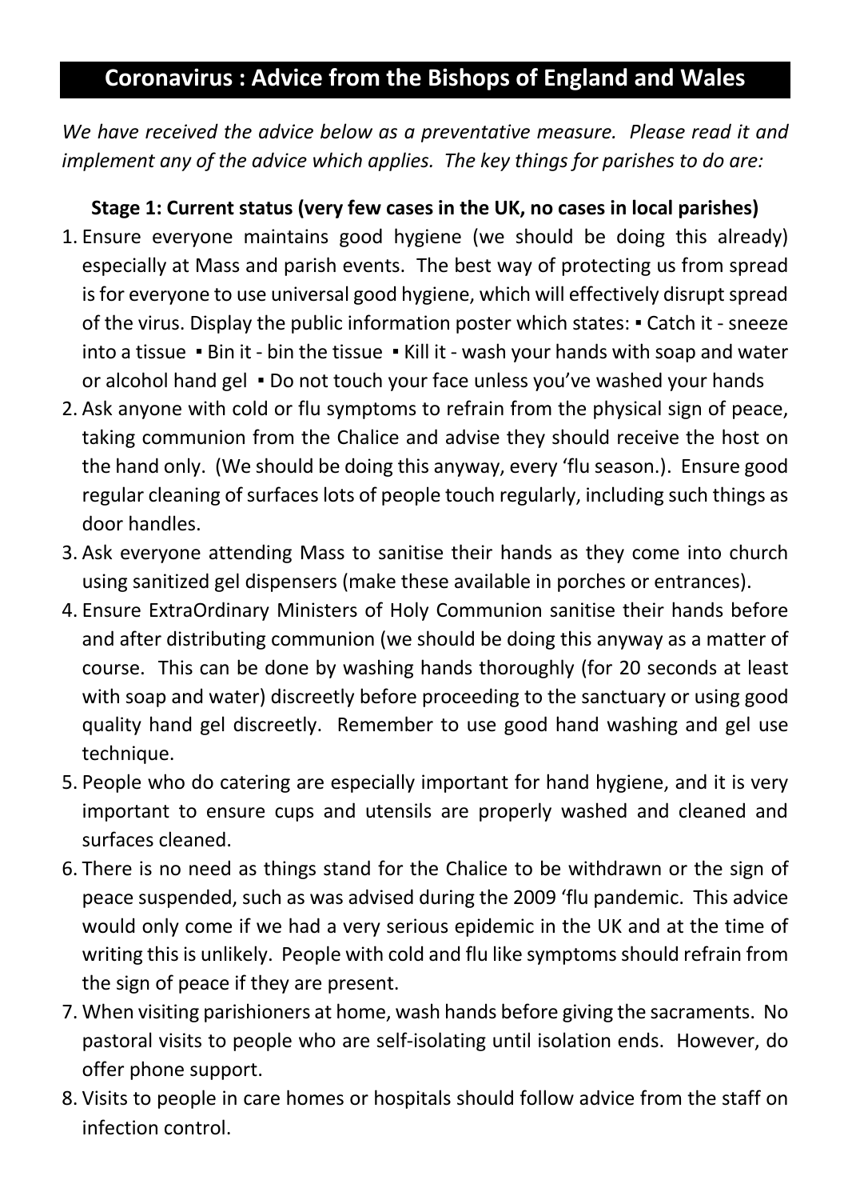## Coronavirus : Advice from the Bishops of England and Wales

*We have received the advice below as a preventative measure. Please read it and implement any of the advice which applies. The key things for parishes to do are:*

**Stage 1: Current status (very few cases in the UK, no cases in local parishes)**

1. Ensure everyone maintains good hygiene (we should be doing this already) especially at Mass and parish events. The best way of protecting us from spread is for everyone to use universal good hygiene, which will effectively disrupt spread of the virus. Display the public information poster which states: ▪ Catch it - sneeze into a tissue ▪ Bin it - bin the tissue ▪ Kill it - wash your hands with soap and water or alcohol hand gel ▪ Do not touch your face unless you've washed your hands
2. Ask anyone with cold or flu symptoms to refrain from the physical sign of peace, taking communion from the Chalice and advise they should receive the host on the hand only. (We should be doing this anyway, every 'flu season.). Ensure good regular cleaning of surfaces lots of people touch regularly, including such things as door handles.
3. Ask everyone attending Mass to sanitise their hands as they come into church using sanitized gel dispensers (make these available in porches or entrances).
4. Ensure ExtraOrdinary Ministers of Holy Communion sanitise their hands before and after distributing communion (we should be doing this anyway as a matter of course. This can be done by washing hands thoroughly (for 20 seconds at least with soap and water) discreetly before proceeding to the sanctuary or using good quality hand gel discreetly. Remember to use good hand washing and gel use technique.
5. People who do catering are especially important for hand hygiene, and it is very important to ensure cups and utensils are properly washed and cleaned and surfaces cleaned.
6. There is no need as things stand for the Chalice to be withdrawn or the sign of peace suspended, such as was advised during the 2009 'flu pandemic. This advice would only come if we had a very serious epidemic in the UK and at the time of writing this is unlikely. People with cold and flu like symptoms should refrain from the sign of peace if they are present.
7. When visiting parishioners at home, wash hands before giving the sacraments. No pastoral visits to people who are self-isolating until isolation ends. However, do offer phone support.
8. Visits to people in care homes or hospitals should follow advice from the staff on infection control.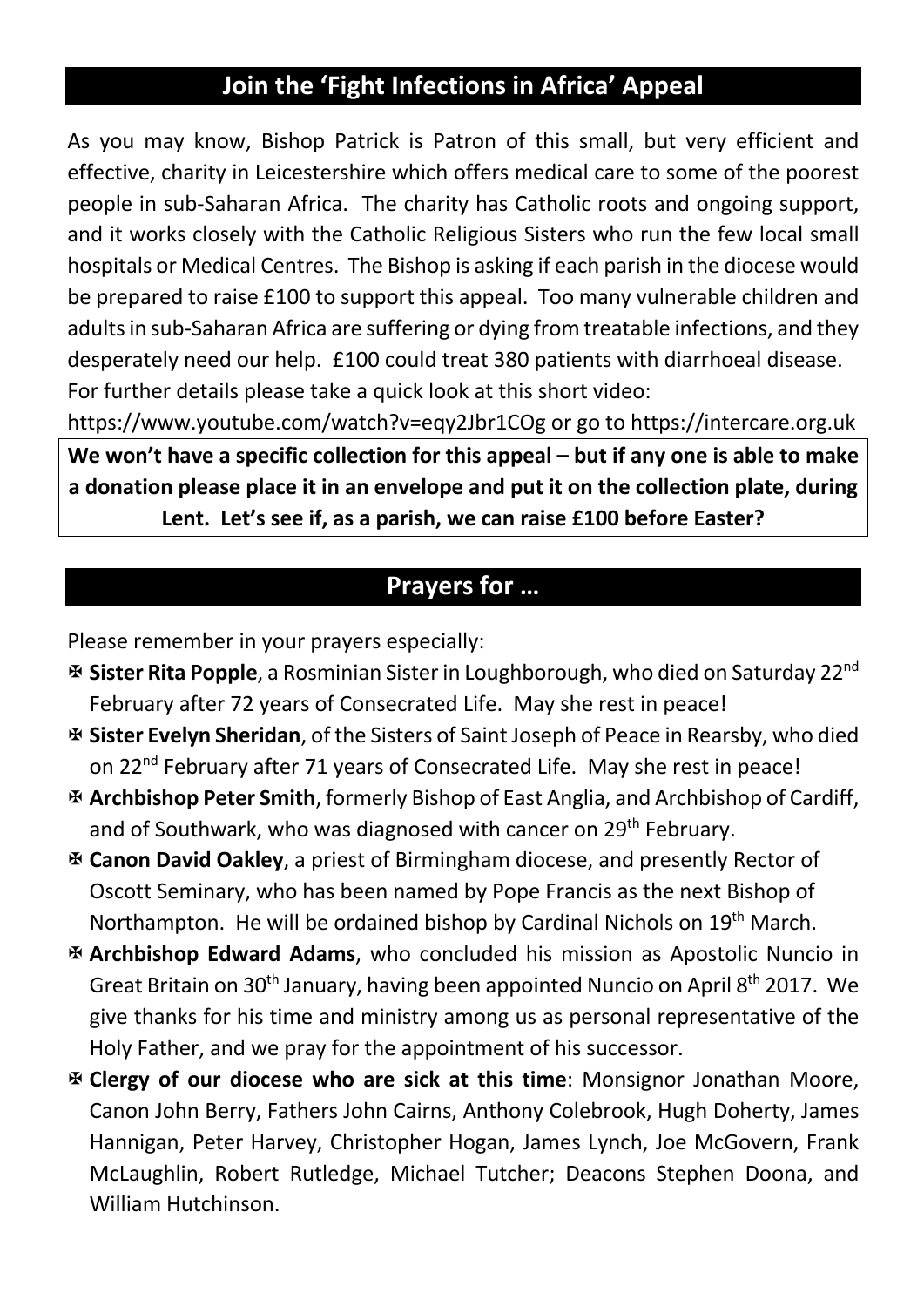## Join the 'Fight Infections in Africa' Appeal

As you may know, Bishop Patrick is Patron of this small, but very efficient and effective, charity in Leicestershire which offers medical care to some of the poorest people in sub-Saharan Africa. The charity has Catholic roots and ongoing support, and it works closely with the Catholic Religious Sisters who run the few local small hospitals or Medical Centres. The Bishop is asking if each parish in the diocese would be prepared to raise £100 to support this appeal. Too many vulnerable children and adults in sub-Saharan Africa are suffering or dying from treatable infections, and they desperately need our help. £100 could treat 380 patients with diarrhoeal disease. For further details please take a quick look at this short video: https://www.youtube.com/watch?v=eqy2Jbr1COg or go to https://intercare.org.uk

**We won't have a specific collection for this appeal – but if any one is able to make a donation please place it in an envelope and put it on the collection plate, during Lent. Let's see if, as a parish, we can raise £100 before Easter?**

## Prayers for …

Please remember in your prayers especially:

- ✠ **Sister Rita Popple**, a Rosminian Sister in Loughborough, who died on Saturday 22nd February after 72 years of Consecrated Life. May she rest in peace!
- ✠ **Sister Evelyn Sheridan**, of the Sisters of Saint Joseph of Peace in Rearsby, who died on 22nd February after 71 years of Consecrated Life. May she rest in peace!
- ✠ **Archbishop Peter Smith**, formerly Bishop of East Anglia, and Archbishop of Cardiff, and of Southwark, who was diagnosed with cancer on 29th February.
- ✠ **Canon David Oakley**, a priest of Birmingham diocese, and presently Rector of Oscott Seminary, who has been named by Pope Francis as the next Bishop of Northampton. He will be ordained bishop by Cardinal Nichols on 19th March.
- ✠ **Archbishop Edward Adams**, who concluded his mission as Apostolic Nuncio in Great Britain on 30th January, having been appointed Nuncio on April 8th 2017. We give thanks for his time and ministry among us as personal representative of the Holy Father, and we pray for the appointment of his successor.
- ✠ **Clergy of our diocese who are sick at this time**: Monsignor Jonathan Moore, Canon John Berry, Fathers John Cairns, Anthony Colebrook, Hugh Doherty, James Hannigan, Peter Harvey, Christopher Hogan, James Lynch, Joe McGovern, Frank McLaughlin, Robert Rutledge, Michael Tutcher; Deacons Stephen Doona, and William Hutchinson.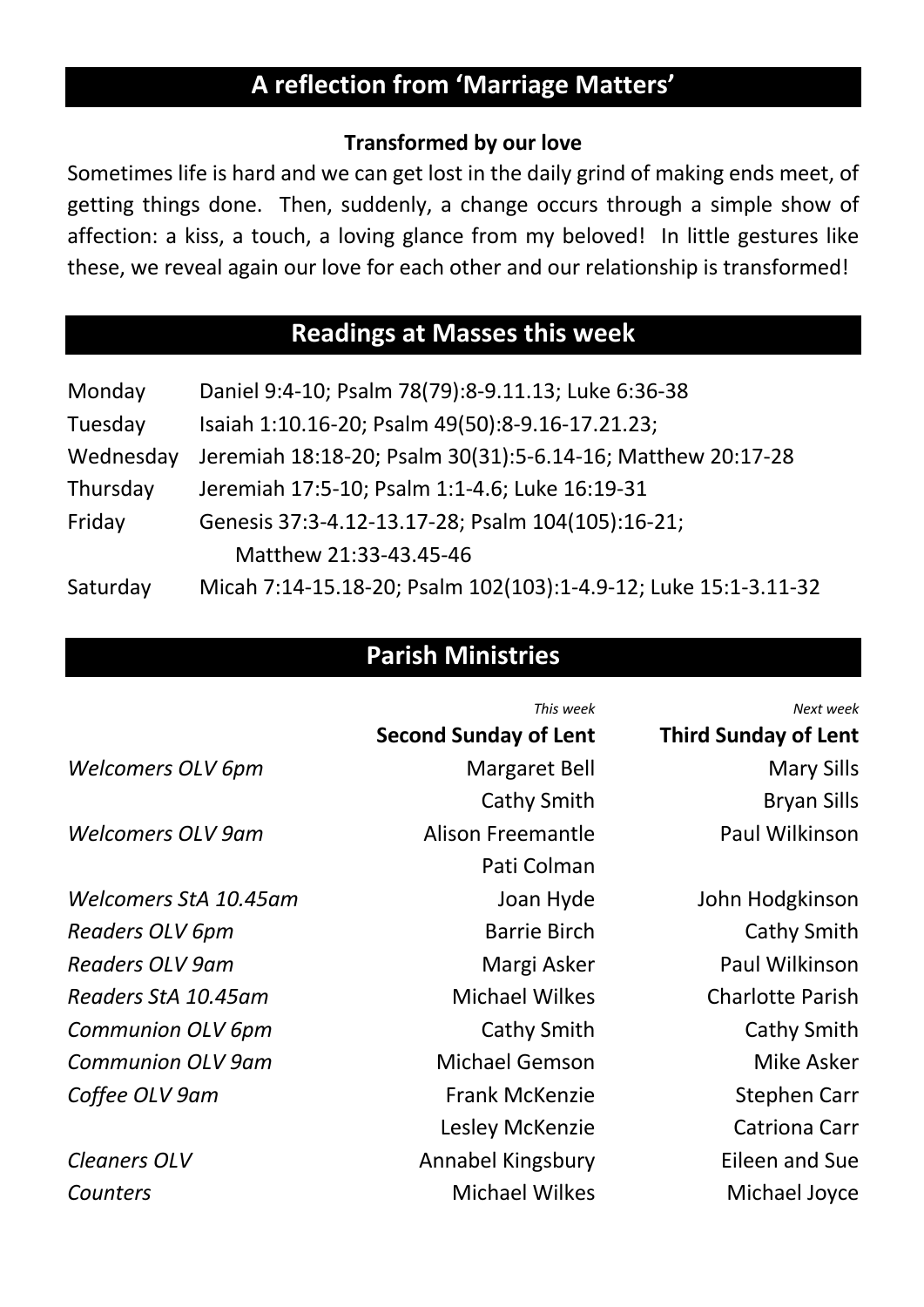## A reflection from 'Marriage Matters'

**Transformed by our love**

Sometimes life is hard and we can get lost in the daily grind of making ends meet, of getting things done. Then, suddenly, a change occurs through a simple show of affection: a kiss, a touch, a loving glance from my beloved! In little gestures like these, we reveal again our love for each other and our relationship is transformed!

## Readings at Masses this week

| | |
|---|---|
| Monday | Daniel 9:4-10; Psalm 78(79):8-9.11.13; Luke 6:36-38 |
| Tuesday | Isaiah 1:10.16-20; Psalm 49(50):8-9.16-17.21.23; |
| Wednesday | Jeremiah 18:18-20; Psalm 30(31):5-6.14-16; Matthew 20:17-28 |
| Thursday | Jeremiah 17:5-10; Psalm 1:1-4.6; Luke 16:19-31 |
| Friday | Genesis 37:3-4.12-13.17-28; Psalm 104(105):16-21; Matthew 21:33-43.45-46 |
| Saturday | Micah 7:14-15.18-20; Psalm 102(103):1-4.9-12; Luke 15:1-3.11-32 |

## Parish Ministries

| | *This week* **Second Sunday of Lent** | *Next week* **Third Sunday of Lent** |
|---|---|---|
| *Welcomers OLV 6pm* | Margaret Bell<br>Cathy Smith | Mary Sills<br>Bryan Sills |
| *Welcomers OLV 9am* | Alison Freemantle<br>Pati Colman | Paul Wilkinson |
| *Welcomers StA 10.45am* | Joan Hyde | John Hodgkinson |
| *Readers OLV 6pm* | Barrie Birch | Cathy Smith |
| *Readers OLV 9am* | Margi Asker | Paul Wilkinson |
| *Readers StA 10.45am* | Michael Wilkes | Charlotte Parish |
| *Communion OLV 6pm* | Cathy Smith | Cathy Smith |
| *Communion OLV 9am* | Michael Gemson | Mike Asker |
| *Coffee OLV 9am* | Frank McKenzie<br>Lesley McKenzie | Stephen Carr<br>Catriona Carr |
| *Cleaners OLV* | Annabel Kingsbury | Eileen and Sue |
| *Counters* | Michael Wilkes | Michael Joyce |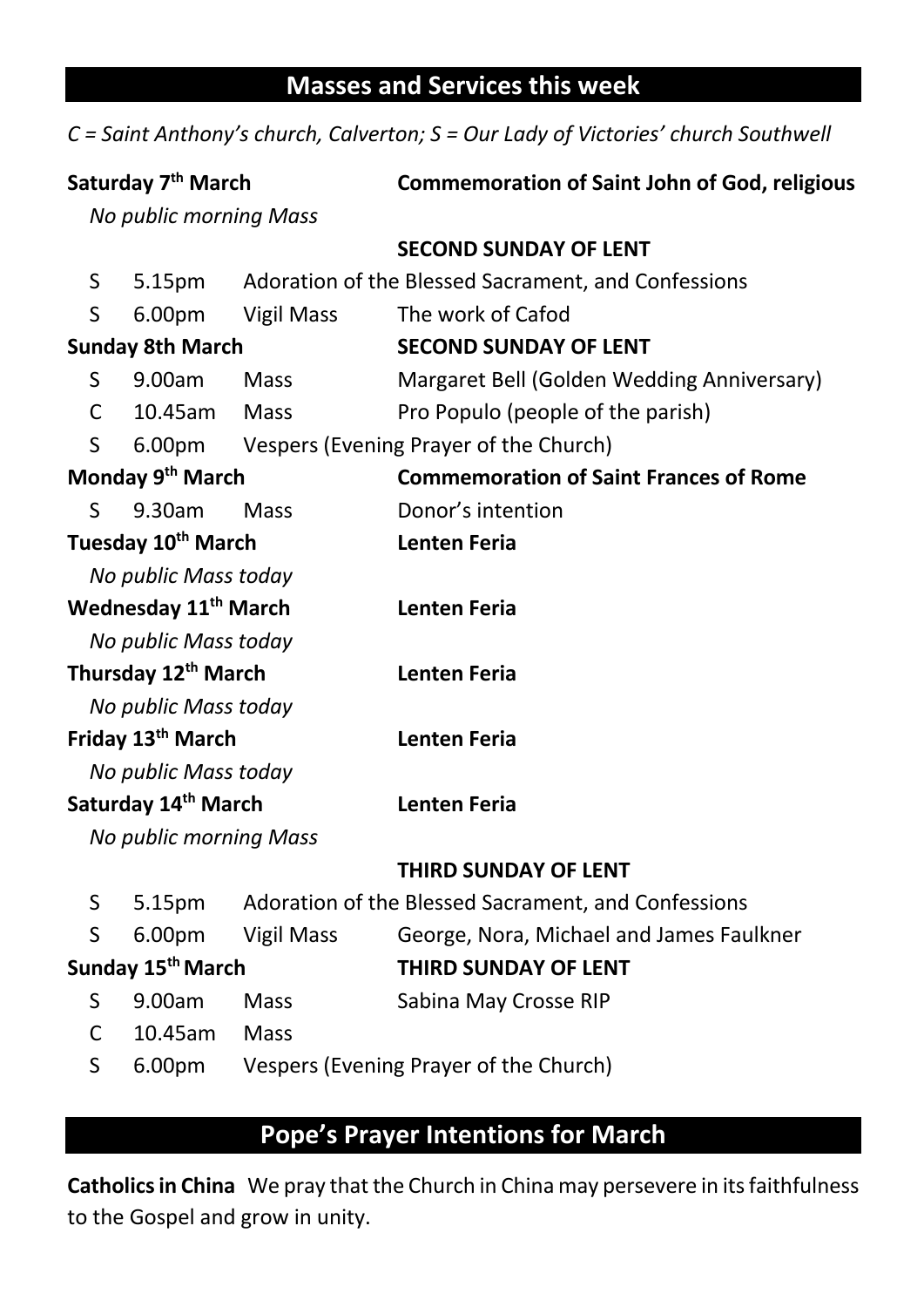## Masses and Services this week

*C = Saint Anthony's church, Calverton; S = Our Lady of Victories' church Southwell*

| | | | |
|---|---|---|---|
| **Saturday 7th March** | | | **Commemoration of Saint John of God, religious** |
| *No public morning Mass* | | | |
| | | | **SECOND SUNDAY OF LENT** |
| S | 5.15pm | Adoration of the Blessed Sacrament, and Confessions | |
| S | 6.00pm | Vigil Mass | The work of Cafod |
| **Sunday 8th March** | | | **SECOND SUNDAY OF LENT** |
| S | 9.00am | Mass | Margaret Bell (Golden Wedding Anniversary) |
| C | 10.45am | Mass | Pro Populo (people of the parish) |
| S | 6.00pm | Vespers (Evening Prayer of the Church) | |
| **Monday 9th March** | | | **Commemoration of Saint Frances of Rome** |
| S | 9.30am | Mass | Donor's intention |
| **Tuesday 10th March** | | | **Lenten Feria** |
| *No public Mass today* | | | |
| **Wednesday 11th March** | | | **Lenten Feria** |
| *No public Mass today* | | | |
| **Thursday 12th March** | | | **Lenten Feria** |
| *No public Mass today* | | | |
| **Friday 13th March** | | | **Lenten Feria** |
| *No public Mass today* | | | |
| **Saturday 14th March** | | | **Lenten Feria** |
| *No public morning Mass* | | | |
| | | | **THIRD SUNDAY OF LENT** |
| S | 5.15pm | Adoration of the Blessed Sacrament, and Confessions | |
| S | 6.00pm | Vigil Mass | George, Nora, Michael and James Faulkner |
| **Sunday 15th March** | | | **THIRD SUNDAY OF LENT** |
| S | 9.00am | Mass | Sabina May Crosse RIP |
| C | 10.45am | Mass | |
| S | 6.00pm | Vespers (Evening Prayer of the Church) | |

## Pope's Prayer Intentions for March

**Catholics in China** We pray that the Church in China may persevere in its faithfulness to the Gospel and grow in unity.